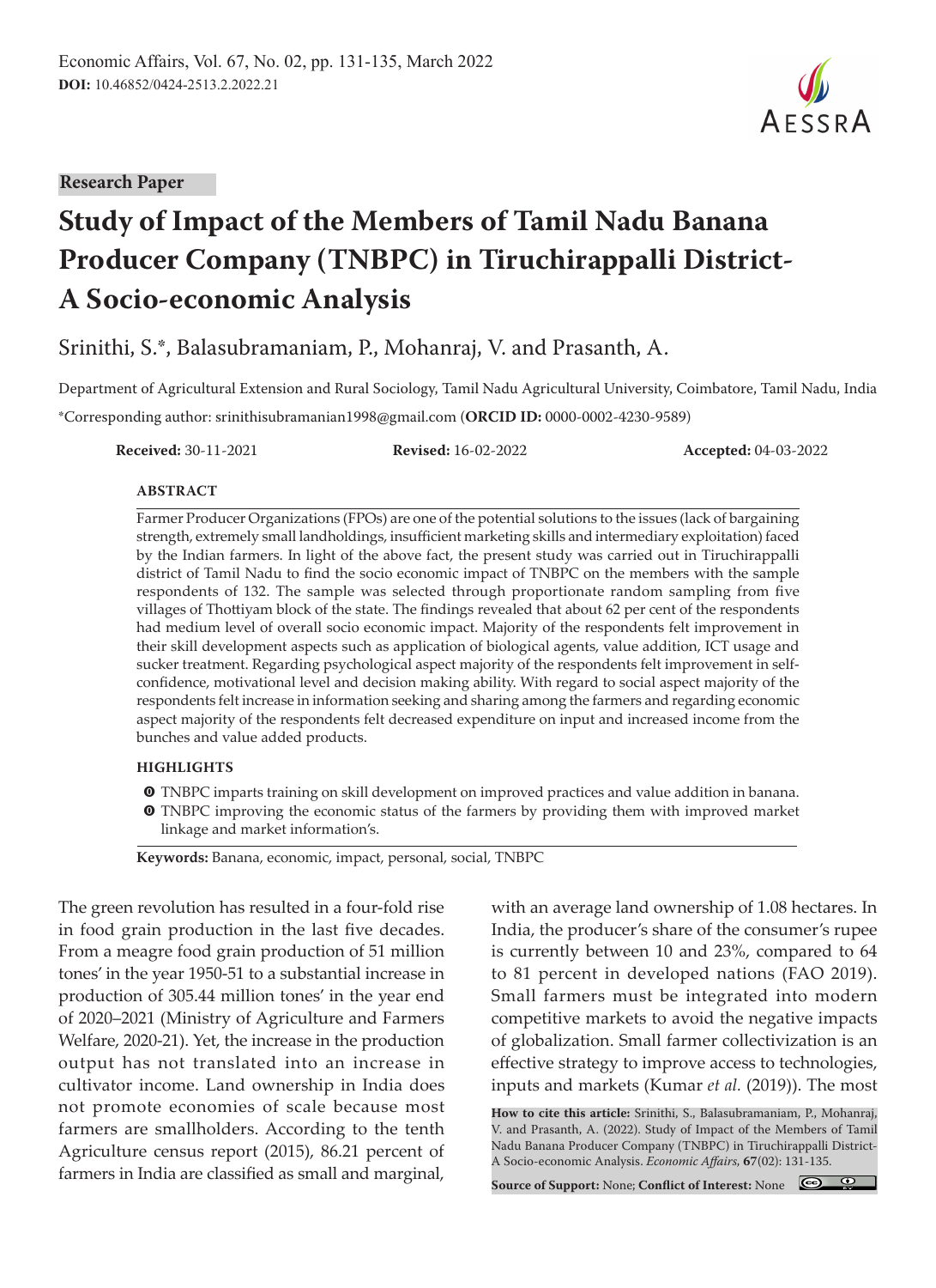Research Paper

# Study of Impact of the Members of Tamil Nadu Banana Producer Company (TNBPC) in Tiruchirappalli District- A Socio-economic Analysis

Srinithi, S.*, Balasubramaniam, P., Mohanraj, V. and Prasanth, A.

Department of Agricultural Extension and Rural Sociology, Tamil Nadu Agricultural University, Coimbatore, Tamil Nadu, India

*Corresponding author: srinithisubramanian1998@gmail.com (**ORCID ID:** 0000-0002-4230-9589)

**Received:** 30-11-2021 **Revised:** 16-02-2022 **Accepted:** 04-03-2022

## ABSTRACT

Farmer Producer Organizations (FPOs) are one of the potential solutions to the issues (lack of bargaining strength, extremely small landholdings, insufficient marketing skills and intermediary exploitation) faced by the Indian farmers. In light of the above fact, the present study was carried out in Tiruchirappalli district of Tamil Nadu to find the socio economic impact of TNBPC on the members with the sample respondents of 132. The sample was selected through proportionate random sampling from five villages of Thottiyam block of the state. The findings revealed that about 62 per cent of the respondents had medium level of overall socio economic impact. Majority of the respondents felt improvement in their skill development aspects such as application of biological agents, value addition, ICT usage and sucker treatment. Regarding psychological aspect majority of the respondents felt improvement in self-confidence, motivational level and decision making ability. With regard to social aspect majority of the respondents felt increase in information seeking and sharing among the farmers and regarding economic aspect majority of the respondents felt decreased expenditure on input and increased income from the bunches and value added products.

## HIGHLIGHTS

- TNBPC imparts training on skill development on improved practices and value addition in banana.
- TNBPC improving the economic status of the farmers by providing them with improved market linkage and market information's.

**Keywords:** Banana, economic, impact, personal, social, TNBPC

The green revolution has resulted in a four-fold rise in food grain production in the last five decades. From a meagre food grain production of 51 million tones' in the year 1950-51 to a substantial increase in production of 305.44 million tones' in the year end of 2020–2021 (Ministry of Agriculture and Farmers Welfare, 2020-21). Yet, the increase in the production output has not translated into an increase in cultivator income. Land ownership in India does not promote economies of scale because most farmers are smallholders. According to the tenth Agriculture census report (2015), 86.21 percent of farmers in India are classified as small and marginal, with an average land ownership of 1.08 hectares. In India, the producer's share of the consumer's rupee is currently between 10 and 23%, compared to 64 to 81 percent in developed nations (FAO 2019). Small farmers must be integrated into modern competitive markets to avoid the negative impacts of globalization. Small farmer collectivization is an effective strategy to improve access to technologies, inputs and markets (Kumar *et al*. (2019)). The most

**How to cite this article:** Srinithi, S., Balasubramaniam, P., Mohanraj, V. and Prasanth, A. (2022). Study of Impact of the Members of Tamil Nadu Banana Producer Company (TNBPC) in Tiruchirappalli District-A Socio-economic Analysis. *Economic Affairs*, **67**(02): 131-135.

**Source of Support:** None; **Conflict of Interest:** None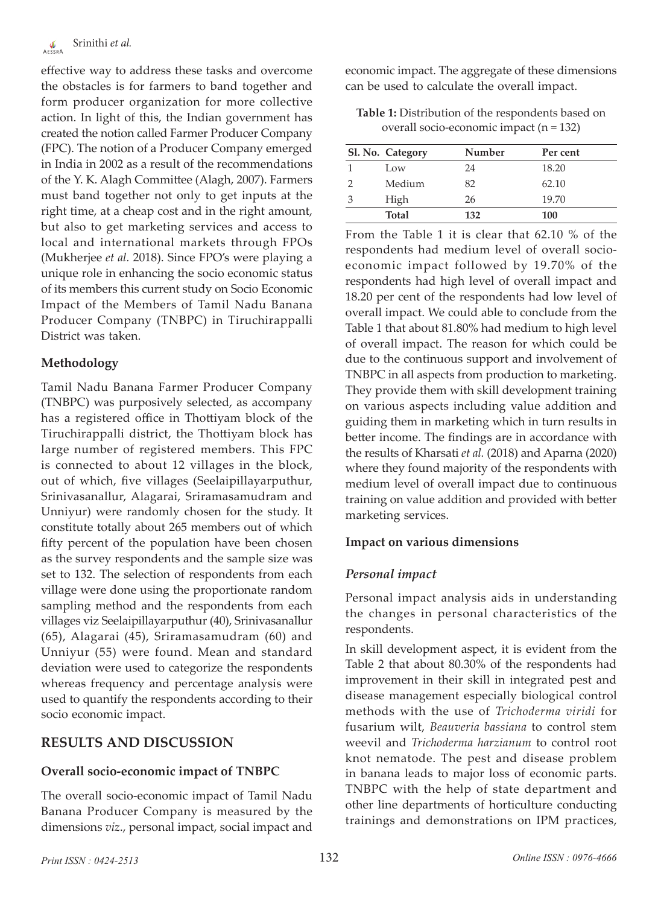effective way to address these tasks and overcome the obstacles is for farmers to band together and form producer organization for more collective action. In light of this, the Indian government has created the notion called Farmer Producer Company (FPC). The notion of a Producer Company emerged in India in 2002 as a result of the recommendations of the Y. K. Alagh Committee (Alagh, 2007). Farmers must band together not only to get inputs at the right time, at a cheap cost and in the right amount, but also to get marketing services and access to local and international markets through FPOs (Mukherjee *et al.* 2018). Since FPO's were playing a unique role in enhancing the socio economic status of its members this current study on Socio Economic Impact of the Members of Tamil Nadu Banana Producer Company (TNBPC) in Tiruchirappalli District was taken.

## Methodology

Tamil Nadu Banana Farmer Producer Company (TNBPC) was purposively selected, as accompany has a registered office in Thottiyam block of the Tiruchirappalli district, the Thottiyam block has large number of registered members. This FPC is connected to about 12 villages in the block, out of which, five villages (Seelaipillayarputhur, Srinivasanallur, Alagarai, Sriramasamudram and Unniyur) were randomly chosen for the study. It constitute totally about 265 members out of which fifty percent of the population have been chosen as the survey respondents and the sample size was set to 132. The selection of respondents from each village were done using the proportionate random sampling method and the respondents from each villages viz Seelaipillayarputhur (40), Srinivasanallur (65), Alagarai (45), Sriramasamudram (60) and Unniyur (55) were found. Mean and standard deviation were used to categorize the respondents whereas frequency and percentage analysis were used to quantify the respondents according to their socio economic impact.

# RESULTS AND DISCUSSION

## Overall socio-economic impact of TNBPC

The overall socio-economic impact of Tamil Nadu Banana Producer Company is measured by the dimensions *viz*., personal impact, social impact and economic impact. The aggregate of these dimensions can be used to calculate the overall impact.

**Table 1:** Distribution of the respondents based on overall socio-economic impact (n = 132)

| Sl. No. | Category | Number | Per cent |
|---|---|---|---|
| 1 | Low | 24 | 18.20 |
| 2 | Medium | 82 | 62.10 |
| 3 | High | 26 | 19.70 |
| | **Total** | **132** | **100** |

From the Table 1 it is clear that 62.10 % of the respondents had medium level of overall socio-economic impact followed by 19.70% of the respondents had high level of overall impact and 18.20 per cent of the respondents had low level of overall impact. We could able to conclude from the Table 1 that about 81.80% had medium to high level of overall impact. The reason for which could be due to the continuous support and involvement of TNBPC in all aspects from production to marketing. They provide them with skill development training on various aspects including value addition and guiding them in marketing which in turn results in better income. The findings are in accordance with the results of Kharsati *et al.* (2018) and Aparna (2020) where they found majority of the respondents with medium level of overall impact due to continuous training on value addition and provided with better marketing services.

## Impact on various dimensions

### *Personal impact*

Personal impact analysis aids in understanding the changes in personal characteristics of the respondents.

In skill development aspect, it is evident from the Table 2 that about 80.30% of the respondents had improvement in their skill in integrated pest and disease management especially biological control methods with the use of *Trichoderma viridi* for fusarium wilt, *Beauveria bassiana* to control stem weevil and *Trichoderma harzianum* to control root knot nematode. The pest and disease problem in banana leads to major loss of economic parts. TNBPC with the help of state department and other line departments of horticulture conducting trainings and demonstrations on IPM practices,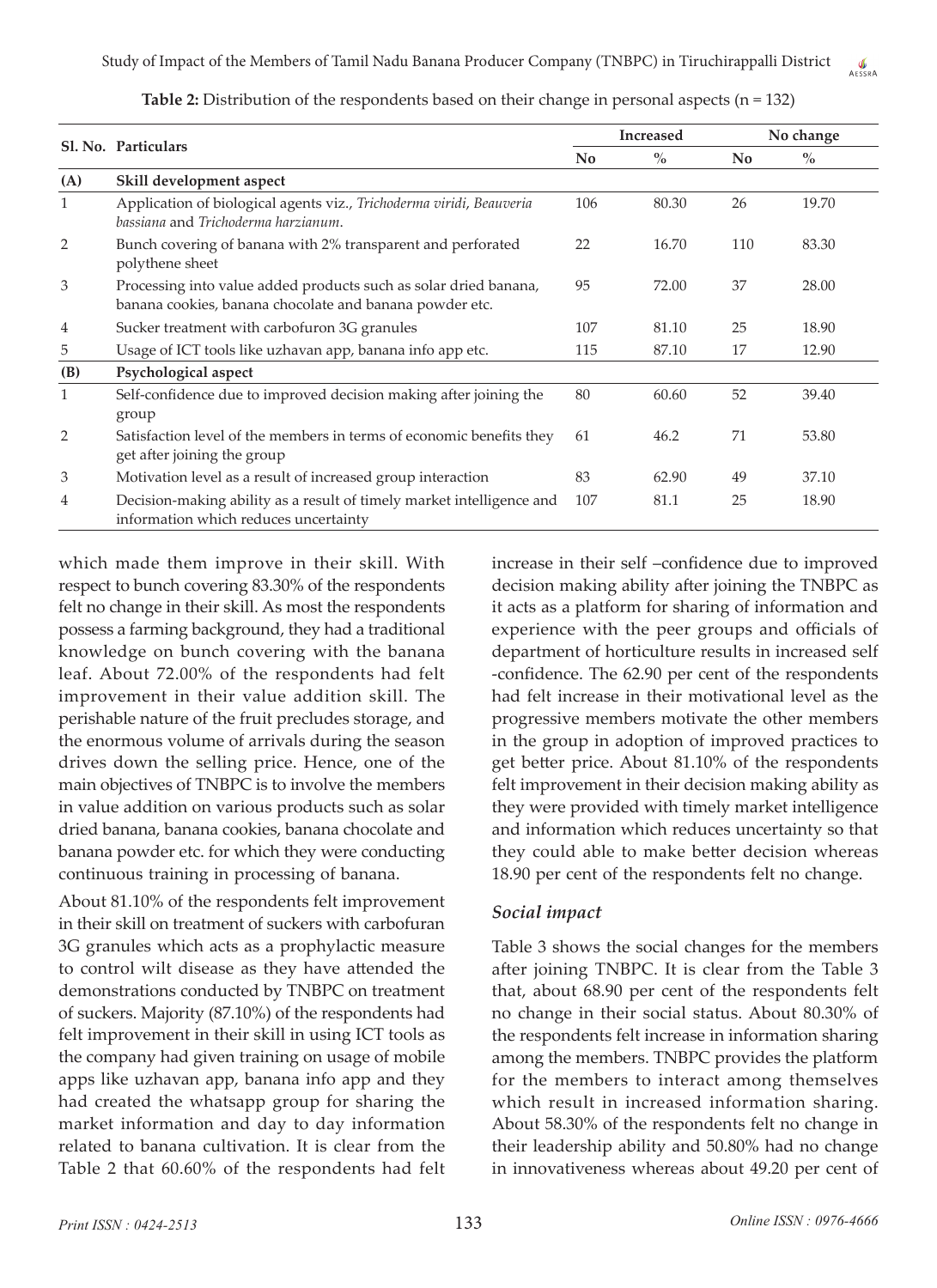**Table 2:** Distribution of the respondents based on their change in personal aspects (n = 132)

| Sl. No. | Particulars | Increased | | No change | |
|---|---|---|---|---|---|
| | | No | % | No | % |
| **(A)** | **Skill development aspect** | | | | |
| 1 | Application of biological agents viz., *Trichoderma viridi*, *Beauveria bassiana* and *Trichoderma harzianum*. | 106 | 80.30 | 26 | 19.70 |
| 2 | Bunch covering of banana with 2% transparent and perforated polythene sheet | 22 | 16.70 | 110 | 83.30 |
| 3 | Processing into value added products such as solar dried banana, banana cookies, banana chocolate and banana powder etc. | 95 | 72.00 | 37 | 28.00 |
| 4 | Sucker treatment with carbofuron 3G granules | 107 | 81.10 | 25 | 18.90 |
| 5 | Usage of ICT tools like uzhavan app, banana info app etc. | 115 | 87.10 | 17 | 12.90 |
| **(B)** | **Psychological aspect** | | | | |
| 1 | Self-confidence due to improved decision making after joining the group | 80 | 60.60 | 52 | 39.40 |
| 2 | Satisfaction level of the members in terms of economic benefits they get after joining the group | 61 | 46.2 | 71 | 53.80 |
| 3 | Motivation level as a result of increased group interaction | 83 | 62.90 | 49 | 37.10 |
| 4 | Decision-making ability as a result of timely market intelligence and information which reduces uncertainty | 107 | 81.1 | 25 | 18.90 |

which made them improve in their skill. With respect to bunch covering 83.30% of the respondents felt no change in their skill. As most the respondents possess a farming background, they had a traditional knowledge on bunch covering with the banana leaf. About 72.00% of the respondents had felt improvement in their value addition skill. The perishable nature of the fruit precludes storage, and the enormous volume of arrivals during the season drives down the selling price. Hence, one of the main objectives of TNBPC is to involve the members in value addition on various products such as solar dried banana, banana cookies, banana chocolate and banana powder etc. for which they were conducting continuous training in processing of banana.

About 81.10% of the respondents felt improvement in their skill on treatment of suckers with carbofuran 3G granules which acts as a prophylactic measure to control wilt disease as they have attended the demonstrations conducted by TNBPC on treatment of suckers. Majority (87.10%) of the respondents had felt improvement in their skill in using ICT tools as the company had given training on usage of mobile apps like uzhavan app, banana info app and they had created the whatsapp group for sharing the market information and day to day information related to banana cultivation. It is clear from the Table 2 that 60.60% of the respondents had felt increase in their self –confidence due to improved decision making ability after joining the TNBPC as it acts as a platform for sharing of information and experience with the peer groups and officials of department of horticulture results in increased self -confidence. The 62.90 per cent of the respondents had felt increase in their motivational level as the progressive members motivate the other members in the group in adoption of improved practices to get better price. About 81.10% of the respondents felt improvement in their decision making ability as they were provided with timely market intelligence and information which reduces uncertainty so that they could able to make better decision whereas 18.90 per cent of the respondents felt no change.

### *Social impact*

Table 3 shows the social changes for the members after joining TNBPC. It is clear from the Table 3 that, about 68.90 per cent of the respondents felt no change in their social status. About 80.30% of the respondents felt increase in information sharing among the members. TNBPC provides the platform for the members to interact among themselves which result in increased information sharing. About 58.30% of the respondents felt no change in their leadership ability and 50.80% had no change in innovativeness whereas about 49.20 per cent of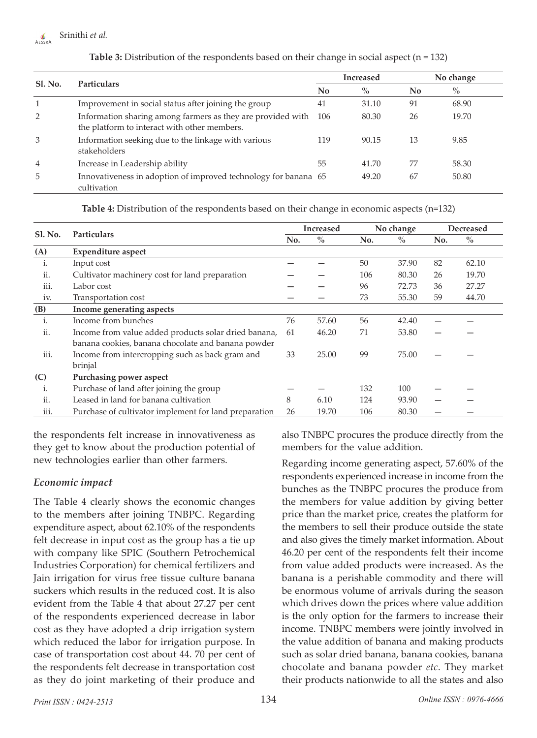**Table 3:** Distribution of the respondents based on their change in social aspect (n = 132)

| Sl. No. | Particulars | Increased | | No change | |
|---|---|---|---|---|---|
| | | No | % | No | % |
| 1 | Improvement in social status after joining the group | 41 | 31.10 | 91 | 68.90 |
| 2 | Information sharing among farmers as they are provided with the platform to interact with other members. | 106 | 80.30 | 26 | 19.70 |
| 3 | Information seeking due to the linkage with various stakeholders | 119 | 90.15 | 13 | 9.85 |
| 4 | Increase in Leadership ability | 55 | 41.70 | 77 | 58.30 |
| 5 | Innovativeness in adoption of improved technology for banana cultivation | 65 | 49.20 | 67 | 50.80 |

**Table 4:** Distribution of the respondents based on their change in economic aspects (n=132)

| Sl. No. | Particulars | Increased | | No change | | Decreased | |
|---|---|---|---|---|---|---|---|
| | | No. | % | No. | % | No. | % |
| **(A)** | **Expenditure aspect** | | | | | | |
| i. | Input cost | — | — | 50 | 37.90 | 82 | 62.10 |
| ii. | Cultivator machinery cost for land preparation | — | — | 106 | 80.30 | 26 | 19.70 |
| iii. | Labor cost | — | — | 96 | 72.73 | 36 | 27.27 |
| iv. | Transportation cost | — | — | 73 | 55.30 | 59 | 44.70 |
| **(B)** | **Income generating aspects** | | | | | | |
| i. | Income from bunches | 76 | 57.60 | 56 | 42.40 | — | — |
| ii. | Income from value added products solar dried banana, banana cookies, banana chocolate and banana powder | 61 | 46.20 | 71 | 53.80 | — | — |
| iii. | Income from intercropping such as back gram and brinjal | 33 | 25.00 | 99 | 75.00 | — | — |
| **(C)** | **Purchasing power aspect** | | | | | | |
| i. | Purchase of land after joining the group | — | — | 132 | 100 | — | — |
| ii. | Leased in land for banana cultivation | 8 | 6.10 | 124 | 93.90 | — | — |
| iii. | Purchase of cultivator implement for land preparation | 26 | 19.70 | 106 | 80.30 | — | — |

the respondents felt increase in innovativeness as they get to know about the production potential of new technologies earlier than other farmers.

### *Economic impact*

The Table 4 clearly shows the economic changes to the members after joining TNBPC. Regarding expenditure aspect, about 62.10% of the respondents felt decrease in input cost as the group has a tie up with company like SPIC (Southern Petrochemical Industries Corporation) for chemical fertilizers and Jain irrigation for virus free tissue culture banana suckers which results in the reduced cost. It is also evident from the Table 4 that about 27.27 per cent of the respondents experienced decrease in labor cost as they have adopted a drip irrigation system which reduced the labor for irrigation purpose. In case of transportation cost about 44. 70 per cent of the respondents felt decrease in transportation cost as they do joint marketing of their produce and also TNBPC procures the produce directly from the members for the value addition.

Regarding income generating aspect, 57.60% of the respondents experienced increase in income from the bunches as the TNBPC procures the produce from the members for value addition by giving better price than the market price, creates the platform for the members to sell their produce outside the state and also gives the timely market information. About 46.20 per cent of the respondents felt their income from value added products were increased. As the banana is a perishable commodity and there will be enormous volume of arrivals during the season which drives down the prices where value addition is the only option for the farmers to increase their income. TNBPC members were jointly involved in the value addition of banana and making products such as solar dried banana, banana cookies, banana chocolate and banana powder *etc*. They market their products nationwide to all the states and also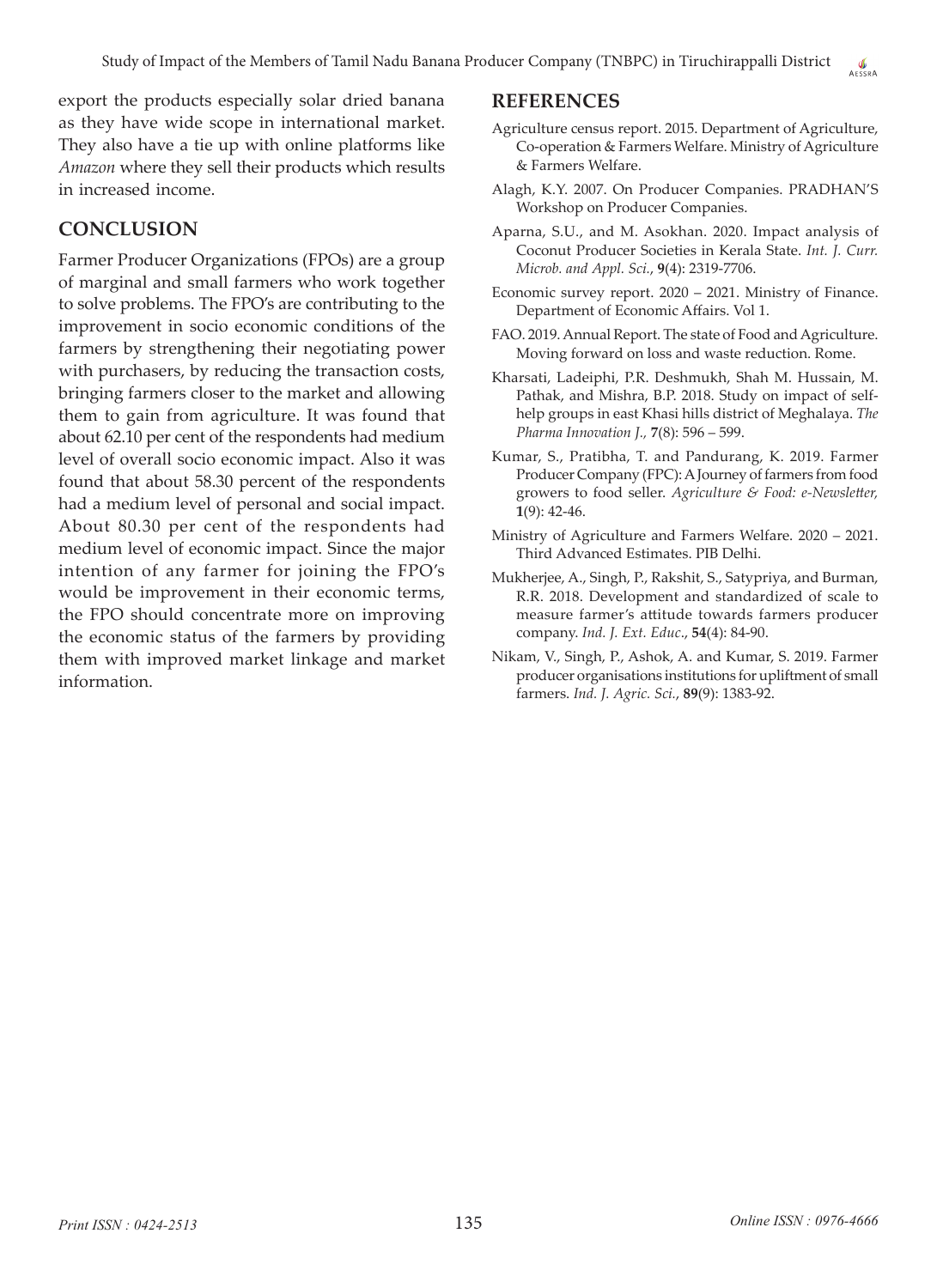export the products especially solar dried banana as they have wide scope in international market. They also have a tie up with online platforms like *Amazon* where they sell their products which results in increased income.

## CONCLUSION

Farmer Producer Organizations (FPOs) are a group of marginal and small farmers who work together to solve problems. The FPO's are contributing to the improvement in socio economic conditions of the farmers by strengthening their negotiating power with purchasers, by reducing the transaction costs, bringing farmers closer to the market and allowing them to gain from agriculture. It was found that about 62.10 per cent of the respondents had medium level of overall socio economic impact. Also it was found that about 58.30 percent of the respondents had a medium level of personal and social impact. About 80.30 per cent of the respondents had medium level of economic impact. Since the major intention of any farmer for joining the FPO's would be improvement in their economic terms, the FPO should concentrate more on improving the economic status of the farmers by providing them with improved market linkage and market information.

## REFERENCES

Agriculture census report. 2015. Department of Agriculture, Co-operation & Farmers Welfare. Ministry of Agriculture & Farmers Welfare.

Alagh, K.Y. 2007. On Producer Companies. PRADHAN'S Workshop on Producer Companies.

Aparna, S.U., and M. Asokhan. 2020. Impact analysis of Coconut Producer Societies in Kerala State. *Int. J. Curr. Microb. and Appl. Sci.*, **9**(4): 2319-7706.

Economic survey report. 2020 – 2021. Ministry of Finance. Department of Economic Affairs. Vol 1.

FAO. 2019. Annual Report. The state of Food and Agriculture. Moving forward on loss and waste reduction. Rome.

Kharsati, Ladeiphi, P.R. Deshmukh, Shah M. Hussain, M. Pathak, and Mishra, B.P. 2018. Study on impact of self-help groups in east Khasi hills district of Meghalaya. *The Pharma Innovation J.,* **7**(8): 596 – 599.

Kumar, S., Pratibha, T. and Pandurang, K. 2019. Farmer Producer Company (FPC): A Journey of farmers from food growers to food seller. *Agriculture & Food: e-Newsletter,* **1**(9): 42-46.

Ministry of Agriculture and Farmers Welfare. 2020 – 2021. Third Advanced Estimates. PIB Delhi.

Mukherjee, A., Singh, P., Rakshit, S., Satypriya, and Burman, R.R. 2018. Development and standardized of scale to measure farmer's attitude towards farmers producer company. *Ind. J. Ext. Educ.*, **54**(4): 84-90.

Nikam, V., Singh, P., Ashok, A. and Kumar, S. 2019. Farmer producer organisations institutions for upliftment of small farmers. *Ind. J. Agric. Sci.*, **89**(9): 1383-92.